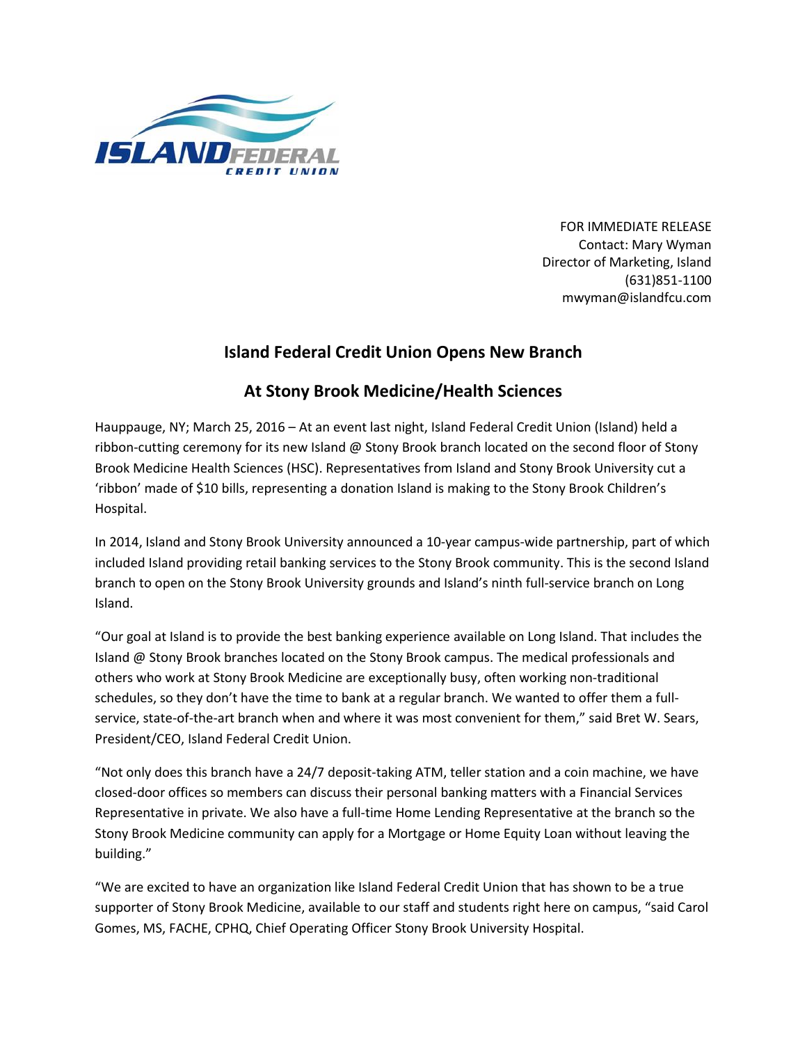FOR IMMEDIATE RELEASE
Contact: Mary Wyman
Director of Marketing, Island
(631)851-1100
mwyman@islandfcu.com

## Island Federal Credit Union Opens New Branch

## At Stony Brook Medicine/Health Sciences

Hauppauge, NY; March 25, 2016 – At an event last night, Island Federal Credit Union (Island) held a ribbon-cutting ceremony for its new Island @ Stony Brook branch located on the second floor of Stony Brook Medicine Health Sciences (HSC). Representatives from Island and Stony Brook University cut a 'ribbon' made of $10 bills, representing a donation Island is making to the Stony Brook Children's Hospital.

In 2014, Island and Stony Brook University announced a 10-year campus-wide partnership, part of which included Island providing retail banking services to the Stony Brook community. This is the second Island branch to open on the Stony Brook University grounds and Island's ninth full-service branch on Long Island.

"Our goal at Island is to provide the best banking experience available on Long Island. That includes the Island @ Stony Brook branches located on the Stony Brook campus. The medical professionals and others who work at Stony Brook Medicine are exceptionally busy, often working non-traditional schedules, so they don't have the time to bank at a regular branch. We wanted to offer them a full-service, state-of-the-art branch when and where it was most convenient for them," said Bret W. Sears, President/CEO, Island Federal Credit Union.

"Not only does this branch have a 24/7 deposit-taking ATM, teller station and a coin machine, we have closed-door offices so members can discuss their personal banking matters with a Financial Services Representative in private. We also have a full-time Home Lending Representative at the branch so the Stony Brook Medicine community can apply for a Mortgage or Home Equity Loan without leaving the building."

"We are excited to have an organization like Island Federal Credit Union that has shown to be a true supporter of Stony Brook Medicine, available to our staff and students right here on campus, "said Carol Gomes, MS, FACHE, CPHQ, Chief Operating Officer Stony Brook University Hospital.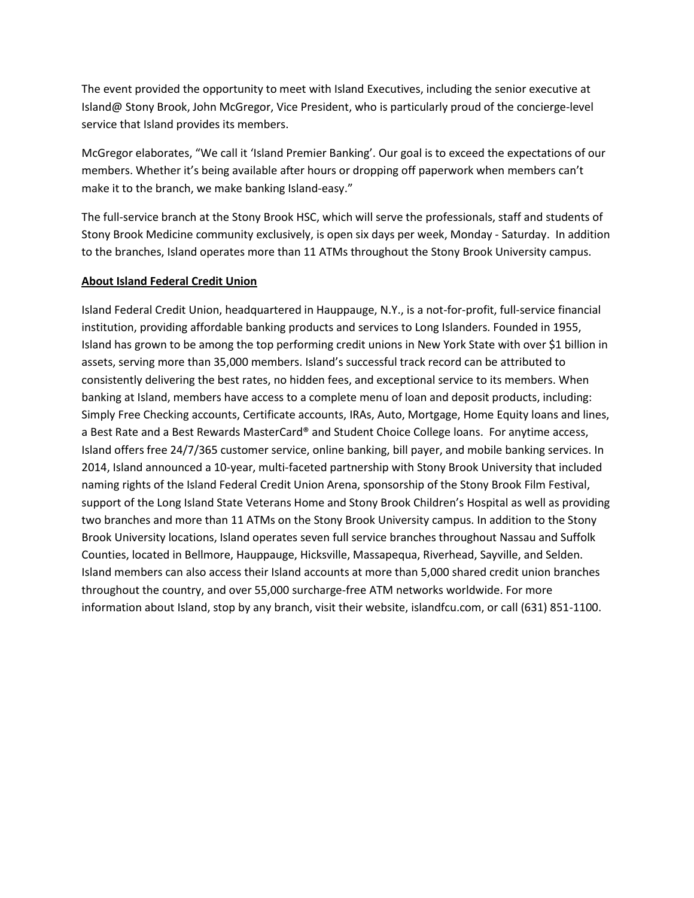The event provided the opportunity to meet with Island Executives, including the senior executive at Island@ Stony Brook, John McGregor, Vice President, who is particularly proud of the concierge-level service that Island provides its members.

McGregor elaborates, “We call it ‘Island Premier Banking’. Our goal is to exceed the expectations of our members. Whether it’s being available after hours or dropping off paperwork when members can’t make it to the branch, we make banking Island-easy.”

The full-service branch at the Stony Brook HSC, which will serve the professionals, staff and students of Stony Brook Medicine community exclusively, is open six days per week, Monday - Saturday. In addition to the branches, Island operates more than 11 ATMs throughout the Stony Brook University campus.

**About Island Federal Credit Union**

Island Federal Credit Union, headquartered in Hauppauge, N.Y., is a not-for-profit, full-service financial institution, providing affordable banking products and services to Long Islanders. Founded in 1955, Island has grown to be among the top performing credit unions in New York State with over $1 billion in assets, serving more than 35,000 members. Island’s successful track record can be attributed to consistently delivering the best rates, no hidden fees, and exceptional service to its members. When banking at Island, members have access to a complete menu of loan and deposit products, including: Simply Free Checking accounts, Certificate accounts, IRAs, Auto, Mortgage, Home Equity loans and lines, a Best Rate and a Best Rewards MasterCard® and Student Choice College loans. For anytime access, Island offers free 24/7/365 customer service, online banking, bill payer, and mobile banking services. In 2014, Island announced a 10-year, multi-faceted partnership with Stony Brook University that included naming rights of the Island Federal Credit Union Arena, sponsorship of the Stony Brook Film Festival, support of the Long Island State Veterans Home and Stony Brook Children’s Hospital as well as providing two branches and more than 11 ATMs on the Stony Brook University campus. In addition to the Stony Brook University locations, Island operates seven full service branches throughout Nassau and Suffolk Counties, located in Bellmore, Hauppauge, Hicksville, Massapequa, Riverhead, Sayville, and Selden. Island members can also access their Island accounts at more than 5,000 shared credit union branches throughout the country, and over 55,000 surcharge-free ATM networks worldwide. For more information about Island, stop by any branch, visit their website, islandfcu.com, or call (631) 851-1100.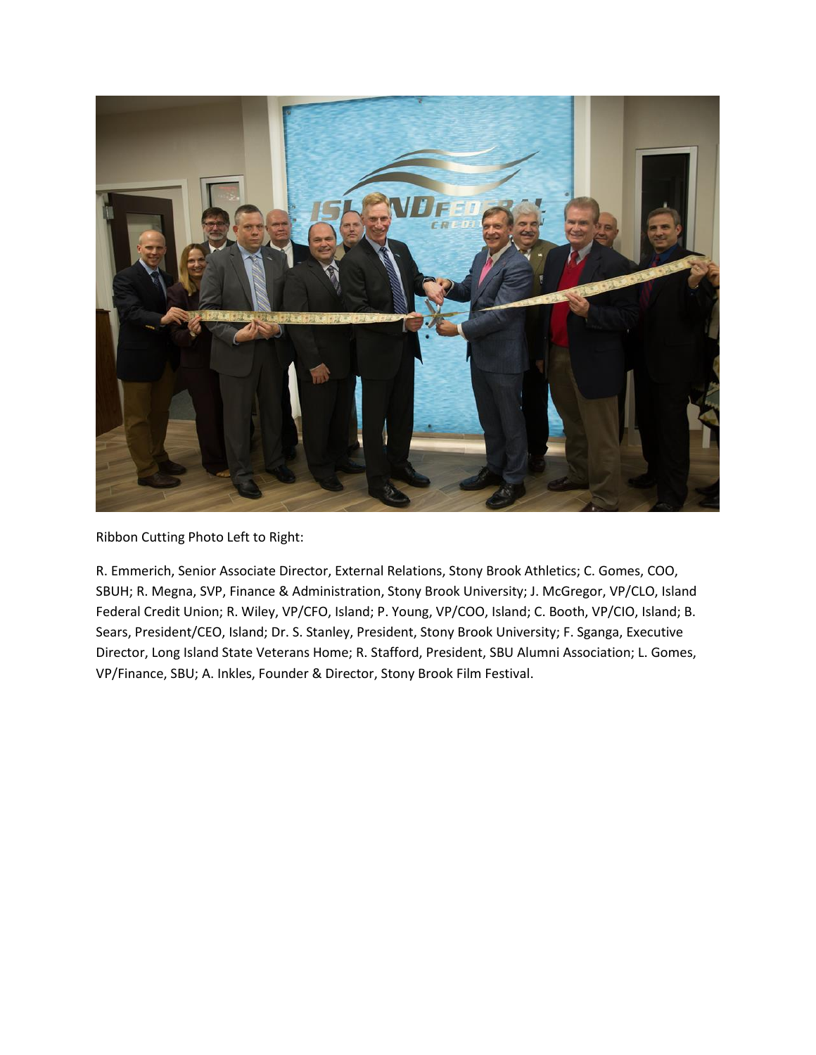Ribbon Cutting Photo Left to Right:

R. Emmerich, Senior Associate Director, External Relations, Stony Brook Athletics; C. Gomes, COO, SBUH; R. Megna, SVP, Finance & Administration, Stony Brook University; J. McGregor, VP/CLO, Island Federal Credit Union; R. Wiley, VP/CFO, Island; P. Young, VP/COO, Island; C. Booth, VP/CIO, Island; B. Sears, President/CEO, Island; Dr. S. Stanley, President, Stony Brook University; F. Sganga, Executive Director, Long Island State Veterans Home; R. Stafford, President, SBU Alumni Association; L. Gomes, VP/Finance, SBU; A. Inkles, Founder & Director, Stony Brook Film Festival.